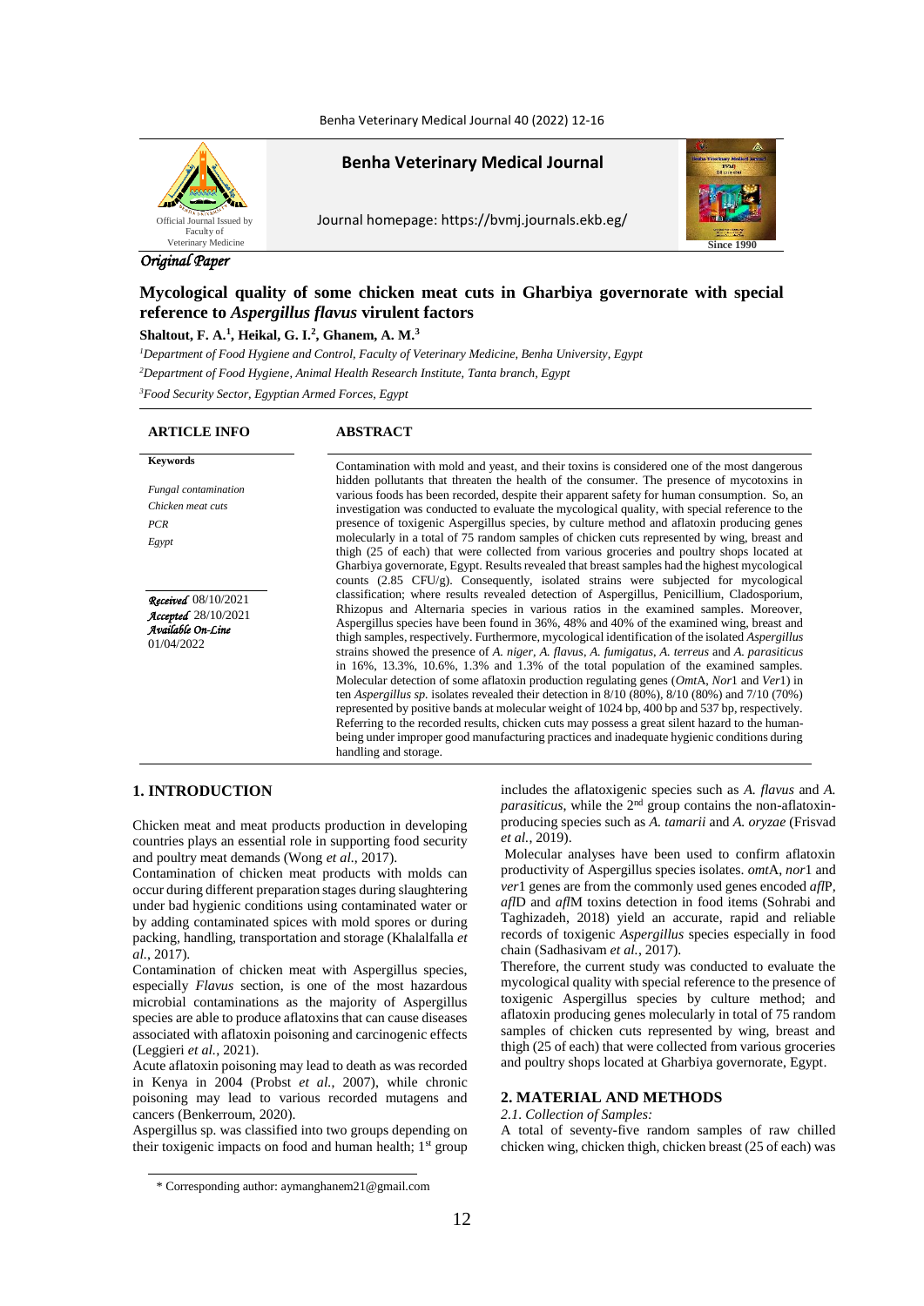Benha Veterinary Medical Journal

Journal homepage: https://bvmj.journals.ekb.eg/

*Original Paper*

# Mycological quality of some chicken meat cuts in Gharbiya governorate with special reference to *Aspergillus flavus* virulent factors

**Shaltout, F. A.[1], Heikal, G. I.[2], Ghanem, A. M.[3]**

[1]*Department of Food Hygiene and Control, Faculty of Veterinary Medicine, Benha University, Egypt*

[2]*Department of Food Hygiene, Animal Health Research Institute, Tanta branch, Egypt*

[3]*Food Security Sector, Egyptian Armed Forces, Egypt*

**ARTICLE INFO**

**Keywords**

*Fungal contamination*

*Chicken meat cuts*

*PCR*

*Egypt*

*Received* 08/10/2021

*Accepted* 28/10/2021

*Available On-Line* 01/04/2022

**ABSTRACT**

Contamination with mold and yeast, and their toxins is considered one of the most dangerous hidden pollutants that threaten the health of the consumer. The presence of mycotoxins in various foods has been recorded, despite their apparent safety for human consumption. So, an investigation was conducted to evaluate the mycological quality, with special reference to the presence of toxigenic Aspergillus species, by culture method and aflatoxin producing genes molecularly in a total of 75 random samples of chicken cuts represented by wing, breast and thigh (25 of each) that were collected from various groceries and poultry shops located at Gharbiya governorate, Egypt. Results revealed that breast samples had the highest mycological counts (2.85 CFU/g). Consequently, isolated strains were subjected for mycological classification; where results revealed detection of Aspergillus, Penicillium, Cladosporium, Rhizopus and Alternaria species in various ratios in the examined samples. Moreover, Aspergillus species have been found in 36%, 48% and 40% of the examined wing, breast and thigh samples, respectively. Furthermore, mycological identification of the isolated *Aspergillus* strains showed the presence of *A. niger*, *A. flavus*, *A. fumigatus*, *A. terreus* and *A. parasiticus* in 16%, 13.3%, 10.6%, 1.3% and 1.3% of the total population of the examined samples. Molecular detection of some aflatoxin production regulating genes (*Omt*A, *Nor*1 and *Ver*1) in ten *Aspergillus sp.* isolates revealed their detection in 8/10 (80%), 8/10 (80%) and 7/10 (70%) represented by positive bands at molecular weight of 1024 bp, 400 bp and 537 bp, respectively. Referring to the recorded results, chicken cuts may possess a great silent hazard to the human-being under improper good manufacturing practices and inadequate hygienic conditions during handling and storage.

## 1. INTRODUCTION

Chicken meat and meat products production in developing countries plays an essential role in supporting food security and poultry meat demands (Wong *et al.*, 2017).

Contamination of chicken meat products with molds can occur during different preparation stages during slaughtering under bad hygienic conditions using contaminated water or by adding contaminated spices with mold spores or during packing, handling, transportation and storage (Khalalfalla *et al.*, 2017).

Contamination of chicken meat with Aspergillus species, especially *Flavus* section, is one of the most hazardous microbial contaminations as the majority of Aspergillus species are able to produce aflatoxins that can cause diseases associated with aflatoxin poisoning and carcinogenic effects (Leggieri *et al.*, 2021).

Acute aflatoxin poisoning may lead to death as was recorded in Kenya in 2004 (Probst *et al.*, 2007), while chronic poisoning may lead to various recorded mutagens and cancers (Benkerroum, 2020).

Aspergillus sp. was classified into two groups depending on their toxigenic impacts on food and human health; 1st group includes the aflatoxigenic species such as *A. flavus* and *A. parasiticus*, while the 2nd group contains the non-aflatoxin-producing species such as *A. tamarii* and *A. oryzae* (Frisvad *et al.*, 2019).

Molecular analyses have been used to confirm aflatoxin productivity of Aspergillus species isolates. *omt*A, *nor*1 and *ver*1 genes are from the commonly used genes encoded *afl*P, *afl*D and *afl*M toxins detection in food items (Sohrabi and Taghizadeh, 2018) yield an accurate, rapid and reliable records of toxigenic *Aspergillus* species especially in food chain (Sadhasivam *et al.*, 2017).

Therefore, the current study was conducted to evaluate the mycological quality with special reference to the presence of toxigenic Aspergillus species by culture method; and aflatoxin producing genes molecularly in total of 75 random samples of chicken cuts represented by wing, breast and thigh (25 of each) that were collected from various groceries and poultry shops located at Gharbiya governorate, Egypt.

## 2. MATERIAL AND METHODS

*2.1. Collection of Samples:*

A total of seventy-five random samples of raw chilled chicken wing, chicken thigh, chicken breast (25 of each) was

\* Corresponding author: aymanghanem21@gmail.com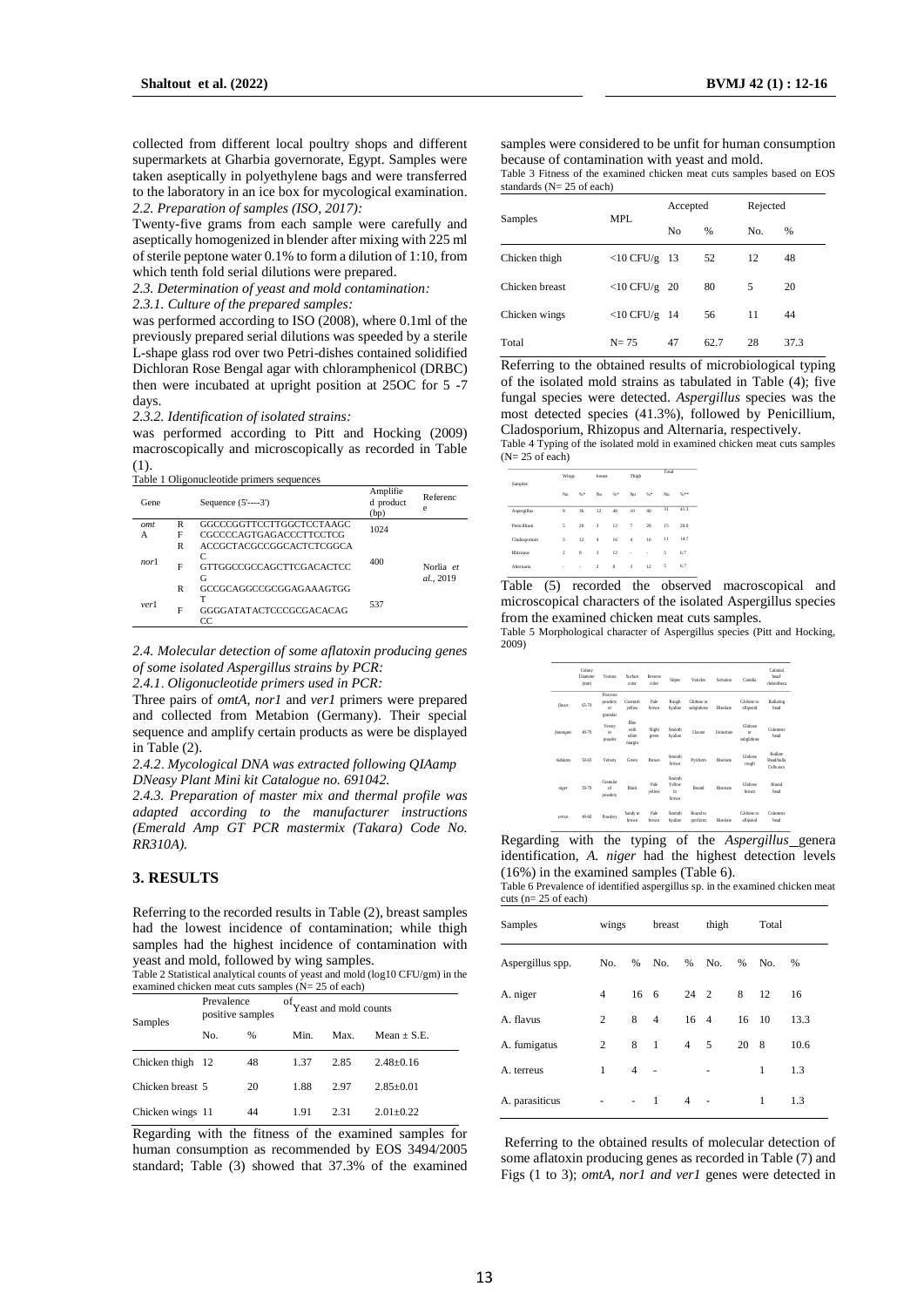collected from different local poultry shops and different supermarkets at Gharbia governorate, Egypt. Samples were taken aseptically in polyethylene bags and were transferred to the laboratory in an ice box for mycological examination.

*2.2. Preparation of samples (ISO, 2017):*

Twenty-five grams from each sample were carefully and aseptically homogenized in blender after mixing with 225 ml of sterile peptone water 0.1% to form a dilution of 1:10, from which tenth fold serial dilutions were prepared.

*2.3. Determination of yeast and mold contamination:*

*2.3.1. Culture of the prepared samples:*

was performed according to ISO (2008), where 0.1ml of the previously prepared serial dilutions was speeded by a sterile L-shape glass rod over two Petri-dishes contained solidified Dichloran Rose Bengal agar with chloramphenicol (DRBC) then were incubated at upright position at 25OC for 5 -7 days.

*2.3.2. Identification of isolated strains:*

was performed according to Pitt and Hocking (2009) macroscopically and microscopically as recorded in Table (1).

Table 1 Oligonucleotide primers sequences

| Gene | | Sequence (5'----3') | Amplified product (bp) | Reference |
|---|---|---|---|---|
| omtA | R | GGCCCGGTTCCTTGGCTCCTAAGC | 1024 | |
| | F | CGCCCCAGTGAGACCCTTCCTCG | | |
| nor1 | R | ACCGCTACGCCGGCACTCTCGGCAC | 400 | Norlia *et al.*, 2019 |
| | F | GTTGGCCGCCAGCTTCGACACTCCG | | |
| ver1 | R | GCCGCAGGCCGCGGAGAAAGTGGT | 537 | |
| | F | GGGGATATACTCCCGCGACACAGCC | | |

*2.4. Molecular detection of some aflatoxin producing genes of some isolated Aspergillus strains by PCR:*

*2.4.1. Oligonucleotide primers used in PCR:*

Three pairs of *omtA, nor1* and *ver1* primers were prepared and collected from Metabion (Germany). Their special sequence and amplify certain products as were be displayed in Table (2).

*2.4.2. Mycological DNA was extracted following QIAamp DNeasy Plant Mini kit Catalogue no. 691042.*

*2.4.3. Preparation of master mix and thermal profile was adapted according to the manufacturer instructions (Emerald Amp GT PCR mastermix (Takara) Code No. RR310A).*

## 3. RESULTS

Referring to the recorded results in Table (2), breast samples had the lowest incidence of contamination; while thigh samples had the highest incidence of contamination with yeast and mold, followed by wing samples.

Table 2 Statistical analytical counts of yeast and mold (log10 CFU/gm) in the examined chicken meat cuts samples (N= 25 of each)

| Samples | Prevalence positive samples | | of Yeast and mold counts | | |
|---|---|---|---|---|---|
| | No. | % | Min. | Max. | Mean ± S.E. |
| Chicken thigh | 12 | 48 | 1.37 | 2.85 | 2.48±0.16 |
| Chicken breast | 5 | 20 | 1.88 | 2.97 | 2.85±0.01 |
| Chicken wings | 11 | 44 | 1.91 | 2.31 | 2.01±0.22 |

Regarding with the fitness of the examined samples for human consumption as recommended by EOS 3494/2005 standard; Table (3) showed that 37.3% of the examined samples were considered to be unfit for human consumption because of contamination with yeast and mold.

Table 3 Fitness of the examined chicken meat cuts samples based on EOS standards (N= 25 of each)

| Samples | MPL | Accepted | | Rejected | |
|---|---|---|---|---|---|
| | | No | % | No. | % |
| Chicken thigh | <10 CFU/g | 13 | 52 | 12 | 48 |
| Chicken breast | <10 CFU/g | 20 | 80 | 5 | 20 |
| Chicken wings | <10 CFU/g | 14 | 56 | 11 | 44 |
| Total | N= 75 | 47 | 62.7 | 28 | 37.3 |

Referring to the obtained results of microbiological typing of the isolated mold strains as tabulated in Table (4); five fungal species were detected. *Aspergillus* species was the most detected species (41.3%), followed by Penicillium, Cladosporium, Rhizopus and Alternaria, respectively.

Table 4 Typing of the isolated mold in examined chicken meat cuts samples (N= 25 of each)

| Samples | Wings | | breast | | Thigh | | Total | |
|---|---|---|---|---|---|---|---|---|
| | No | %* | No | %* | No | %* | No | %** |
| Aspergillus | 9 | 36 | 12 | 48 | 10 | 40 | 31 | 41.3 |
| Penicillium | 5 | 20 | 3 | 12 | 7 | 28 | 15 | 20.0 |
| Cladosporium | 3 | 12 | 4 | 16 | 4 | 16 | 11 | 14.7 |
| Rhizopus | 2 | 8 | 3 | 12 | - | - | 5 | 6.7 |
| Alternaria | - | - | 2 | 8 | 3 | 12 | 5 | 6.7 |

Table (5) recorded the observed macroscopical and microscopical characters of the isolated Aspergillus species from the examined chicken meat cuts samples.

Table 5 Morphological character of Aspergillus species (Pitt and Hocking, 2009)

| | Colony Diameter (mm) | Texture | Surface color | Reverse color | Stipes | Vesicles | Seriation | Conidia | Colonial head/ cleistothecia |
|---|---|---|---|---|---|---|---|---|---|
| flavus | 65-70 | Floccose powdery or granular | Greenish yellow | Pale brown | Rough hyaline | Globose or subglobose | Biseriate | Globose to ellipsoid | Radiating head |
| fumigatus | 40-70 | Velvety to powder | Blue with white margin | Slight green | Smooth hyaline | Clavate | Uniseriate | Globose or subglobose | Columnar head |
| nidulans | 50-65 | Velvety | Green | Brown | Smooth brown | Pyriform | Biseriate | Globose rough | Radiate Head/hulla Cells asci |
| niger | 50-70 | Granular of powdery | Black | Pale yellow | Smooth Yellow to brown | Round | Biseriate | Globose brown | Round head |
| terreus | 40-60 | Powdery | Sandy to brown | Pale brown | Smooth hyaline | Round to pyriform | Biseriate | Globose to ellipsoid | Columnar head |

Regarding with the typing of the *Aspergillus* genera identification, *A. niger* had the highest detection levels (16%) in the examined samples (Table 6).

Table 6 Prevalence of identified aspergillus sp. in the examined chicken meat cuts (n= 25 of each)

| Samples | wings | | breast | | thigh | | Total | |
|---|---|---|---|---|---|---|---|---|
| Aspergillus spp. | No. | % | No. | % | No. | % | No. | % |
| A. niger | 4 | 16 | 6 | 24 | 2 | 8 | 12 | 16 |
| A. flavus | 2 | 8 | 4 | 16 | 4 | 16 | 10 | 13.3 |
| A. fumigatus | 2 | 8 | 1 | 4 | 5 | 20 | 8 | 10.6 |
| A. terreus | 1 | 4 | - | | - | | 1 | 1.3 |
| A. parasiticus | - | - | 1 | 4 | - | | 1 | 1.3 |

Referring to the obtained results of molecular detection of some aflatoxin producing genes as recorded in Table (7) and Figs (1 to 3); *omtA, nor1 and ver1* genes were detected in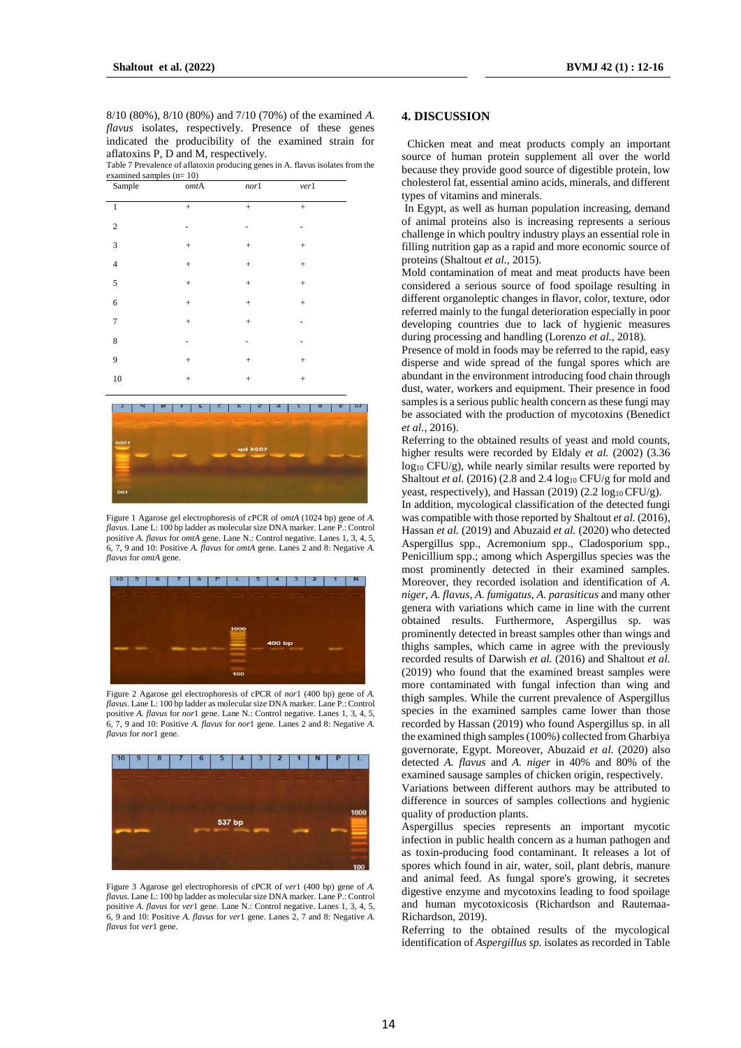8/10 (80%), 8/10 (80%) and 7/10 (70%) of the examined *A. flavus* isolates, respectively. Presence of these genes indicated the producibility of the examined strain for aflatoxins P, D and M, respectively.

Table 7 Prevalence of aflatoxin producing genes in A. flavus isolates from the examined samples (n= 10)

| Sample | *omt*A | *nor*1 | *ver*1 |
|---|---|---|---|
| 1 | + | + | + |
| 2 | - | - | - |
| 3 | + | + | + |
| 4 | + | + | + |
| 5 | + | + | + |
| 6 | + | + | + |
| 7 | + | + | - |
| 8 | - | - | - |
| 9 | + | + | + |
| 10 | + | + | + |

Figure 1 Agarose gel electrophoresis of cPCR of *omtA* (1024 bp) gene of *A. flavus*. Lane L: 100 bp ladder as molecular size DNA marker. Lane P.: Control positive *A. flavus* for *omtA* gene. Lane N.: Control negative. Lanes 1, 3, 4, 5, 6, 7, 9 and 10: Positive *A. flavus* for *omtA* gene. Lanes 2 and 8: Negative *A. flavus* for *omtA* gene.

Figure 2 Agarose gel electrophoresis of cPCR of *nor*1 (400 bp) gene of *A. flavus*. Lane L: 100 bp ladder as molecular size DNA marker. Lane P.: Control positive *A. flavus* for *nor*1 gene. Lane N.: Control negative. Lanes 1, 3, 4, 5, 6, 7, 9 and 10: Positive *A. flavus* for *nor*1 gene. Lanes 2 and 8: Negative *A. flavus* for *nor*1 gene.

Figure 3 Agarose gel electrophoresis of cPCR of *ver*1 (400 bp) gene of *A. flavus*. Lane L: 100 bp ladder as molecular size DNA marker. Lane P.: Control positive *A. flavus* for *ver*1 gene. Lane N.: Control negative. Lanes 1, 3, 4, 5, 6, 9 and 10: Positive *A. flavus* for *ver*1 gene. Lanes 2, 7 and 8: Negative *A. flavus* for *ver*1 gene.

## 4. DISCUSSION

Chicken meat and meat products comply an important source of human protein supplement all over the world because they provide good source of digestible protein, low cholesterol fat, essential amino acids, minerals, and different types of vitamins and minerals.

In Egypt, as well as human population increasing, demand of animal proteins also is increasing represents a serious challenge in which poultry industry plays an essential role in filling nutrition gap as a rapid and more economic source of proteins (Shaltout *et al.*, 2015).

Mold contamination of meat and meat products have been considered a serious source of food spoilage resulting in different organoleptic changes in flavor, color, texture, odor referred mainly to the fungal deterioration especially in poor developing countries due to lack of hygienic measures during processing and handling (Lorenzo *et al.*, 2018).

Presence of mold in foods may be referred to the rapid, easy disperse and wide spread of the fungal spores which are abundant in the environment introducing food chain through dust, water, workers and equipment. Their presence in food samples is a serious public health concern as these fungi may be associated with the production of mycotoxins (Benedict *et al.*, 2016).

Referring to the obtained results of yeast and mold counts, higher results were recorded by Eldaly *et al.* (2002) (3.36 $\log_{10}$ CFU/g), while nearly similar results were reported by Shaltout *et al.* (2016) (2.8 and 2.4 $\log_{10}$ CFU/g for mold and yeast, respectively), and Hassan (2019) (2.2 $\log_{10}$ CFU/g).

In addition, mycological classification of the detected fungi was compatible with those reported by Shaltout *et al.* (2016), Hassan *et al.* (2019) and Abuzaid *et al.* (2020) who detected Aspergillus spp., Acremonium spp., Cladosporium spp., Penicillium spp.; among which Aspergillus species was the most prominently detected in their examined samples. Moreover, they recorded isolation and identification of *A. niger*, *A. flavus*, *A. fumigatus*, *A. parasiticus* and many other genera with variations which came in line with the current obtained results. Furthermore, Aspergillus sp. was prominently detected in breast samples other than wings and thighs samples, which came in agree with the previously recorded results of Darwish *et al.* (2016) and Shaltout *et al.* (2019) who found that the examined breast samples were more contaminated with fungal infection than wing and thigh samples. While the current prevalence of Aspergillus species in the examined samples came lower than those recorded by Hassan (2019) who found Aspergillus sp. in all the examined thigh samples (100%) collected from Gharbiya governorate, Egypt. Moreover, Abuzaid *et al.* (2020) also detected *A. flavus* and *A. niger* in 40% and 80% of the examined sausage samples of chicken origin, respectively.

Variations between different authors may be attributed to difference in sources of samples collections and hygienic quality of production plants.

Aspergillus species represents an important mycotic infection in public health concern as a human pathogen and as toxin-producing food contaminant. It releases a lot of spores which found in air, water, soil, plant debris, manure and animal feed. As fungal spore's growing, it secretes digestive enzyme and mycotoxins leading to food spoilage and human mycotoxicosis (Richardson and Rautemaa-Richardson, 2019).

Referring to the obtained results of the mycological identification of *Aspergillus sp.* isolates as recorded in Table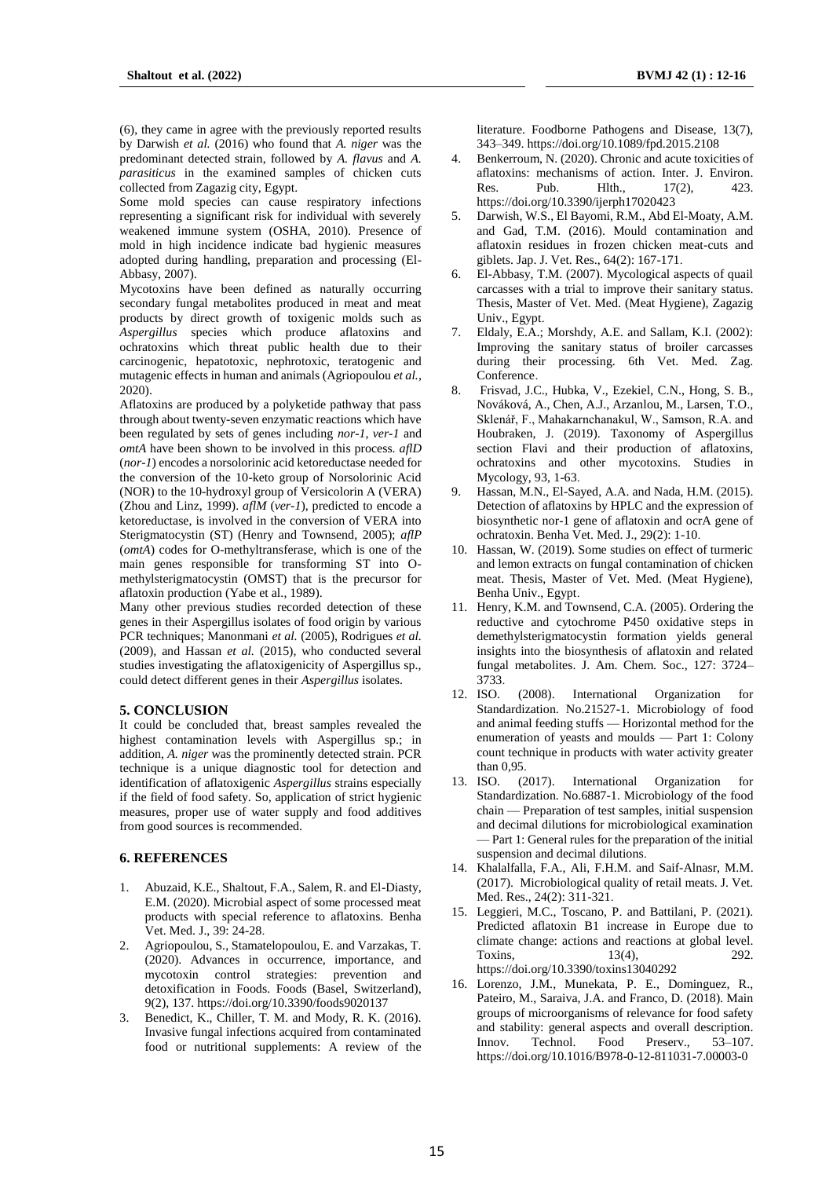(6), they came in agree with the previously reported results by Darwish *et al.* (2016) who found that *A. niger* was the predominant detected strain, followed by *A. flavus* and *A. parasiticus* in the examined samples of chicken cuts collected from Zagazig city, Egypt.

Some mold species can cause respiratory infections representing a significant risk for individual with severely weakened immune system (OSHA, 2010). Presence of mold in high incidence indicate bad hygienic measures adopted during handling, preparation and processing (El-Abbasy, 2007).

Mycotoxins have been defined as naturally occurring secondary fungal metabolites produced in meat and meat products by direct growth of toxigenic molds such as *Aspergillus* species which produce aflatoxins and ochratoxins which threat public health due to their carcinogenic, hepatotoxic, nephrotoxic, teratogenic and mutagenic effects in human and animals (Agriopoulou *et al.*, 2020).

Aflatoxins are produced by a polyketide pathway that pass through about twenty-seven enzymatic reactions which have been regulated by sets of genes including *nor-1, ver-1* and *omtA* have been shown to be involved in this process. *aflD* (*nor-1*) encodes a norsolorinic acid ketoreductase needed for the conversion of the 10-keto group of Norsolorinic Acid (NOR) to the 10-hydroxyl group of Versicolorin A (VERA) (Zhou and Linz, 1999). *aflM* (*ver-1*), predicted to encode a ketoreductase, is involved in the conversion of VERA into Sterigmatocystin (ST) (Henry and Townsend, 2005); *aflP* (*omtA*) codes for O-methyltransferase, which is one of the main genes responsible for transforming ST into O-methylsterigmatocystin (OMST) that is the precursor for aflatoxin production (Yabe et al., 1989).

Many other previous studies recorded detection of these genes in their Aspergillus isolates of food origin by various PCR techniques; Manonmani *et al.* (2005), Rodrigues *et al.* (2009), and Hassan *et al.* (2015), who conducted several studies investigating the aflatoxigenicity of Aspergillus sp., could detect different genes in their *Aspergillus* isolates.

## 5. CONCLUSION

It could be concluded that, breast samples revealed the highest contamination levels with Aspergillus sp.; in addition, *A. niger* was the prominently detected strain. PCR technique is a unique diagnostic tool for detection and identification of aflatoxigenic *Aspergillus* strains especially if the field of food safety. So, application of strict hygienic measures, proper use of water supply and food additives from good sources is recommended.

## 6. REFERENCES

1. Abuzaid, K.E., Shaltout, F.A., Salem, R. and El-Diasty, E.M. (2020). Microbial aspect of some processed meat products with special reference to aflatoxins. Benha Vet. Med. J., 39: 24-28.
2. Agriopoulou, S., Stamatelopoulou, E. and Varzakas, T. (2020). Advances in occurrence, importance, and mycotoxin control strategies: prevention and detoxification in Foods. Foods (Basel, Switzerland), 9(2), 137. https://doi.org/10.3390/foods9020137
3. Benedict, K., Chiller, T. M. and Mody, R. K. (2016). Invasive fungal infections acquired from contaminated food or nutritional supplements: A review of the literature. Foodborne Pathogens and Disease, 13(7), 343–349. https://doi.org/10.1089/fpd.2015.2108
4. Benkerroum, N. (2020). Chronic and acute toxicities of aflatoxins: mechanisms of action. Inter. J. Environ. Res. Pub. Hlth., 17(2), 423. https://doi.org/10.3390/ijerph17020423
5. Darwish, W.S., El Bayomi, R.M., Abd El-Moaty, A.M. and Gad, T.M. (2016). Mould contamination and aflatoxin residues in frozen chicken meat-cuts and giblets. Jap. J. Vet. Res., 64(2): 167-171.
6. El-Abbasy, T.M. (2007). Mycological aspects of quail carcasses with a trial to improve their sanitary status. Thesis, Master of Vet. Med. (Meat Hygiene), Zagazig Univ., Egypt.
7. Eldaly, E.A.; Morshdy, A.E. and Sallam, K.I. (2002): Improving the sanitary status of broiler carcasses during their processing. 6th Vet. Med. Zag. Conference.
8. Frisvad, J.C., Hubka, V., Ezekiel, C.N., Hong, S. B., Nováková, A., Chen, A.J., Arzanlou, M., Larsen, T.O., Sklenář, F., Mahakarnchanakul, W., Samson, R.A. and Houbraken, J. (2019). Taxonomy of Aspergillus section Flavi and their production of aflatoxins, ochratoxins and other mycotoxins. Studies in Mycology, 93, 1-63.
9. Hassan, M.N., El-Sayed, A.A. and Nada, H.M. (2015). Detection of aflatoxins by HPLC and the expression of biosynthetic nor-1 gene of aflatoxin and ocrA gene of ochratoxin. Benha Vet. Med. J., 29(2): 1-10.
10. Hassan, W. (2019). Some studies on effect of turmeric and lemon extracts on fungal contamination of chicken meat. Thesis, Master of Vet. Med. (Meat Hygiene), Benha Univ., Egypt.
11. Henry, K.M. and Townsend, C.A. (2005). Ordering the reductive and cytochrome P450 oxidative steps in demethylsterigmatocystin formation yields general insights into the biosynthesis of aflatoxin and related fungal metabolites. J. Am. Chem. Soc., 127: 3724–3733.
12. ISO. (2008). International Organization for Standardization. No.21527-1. Microbiology of food and animal feeding stuffs — Horizontal method for the enumeration of yeasts and moulds — Part 1: Colony count technique in products with water activity greater than 0,95.
13. ISO. (2017). International Organization for Standardization. No.6887-1. Microbiology of the food chain — Preparation of test samples, initial suspension and decimal dilutions for microbiological examination — Part 1: General rules for the preparation of the initial suspension and decimal dilutions.
14. Khalalfalla, F.A., Ali, F.H.M. and Saif-Alnasr, M.M. (2017). Microbiological quality of retail meats. J. Vet. Med. Res., 24(2): 311-321.
15. Leggieri, M.C., Toscano, P. and Battilani, P. (2021). Predicted aflatoxin B1 increase in Europe due to climate change: actions and reactions at global level. Toxins, 13(4), 292. https://doi.org/10.3390/toxins13040292
16. Lorenzo, J.M., Munekata, P. E., Dominguez, R., Pateiro, M., Saraiva, J.A. and Franco, D. (2018). Main groups of microorganisms of relevance for food safety and stability: general aspects and overall description. Innov. Technol. Food Preserv., 53–107. https://doi.org/10.1016/B978-0-12-811031-7.00003-0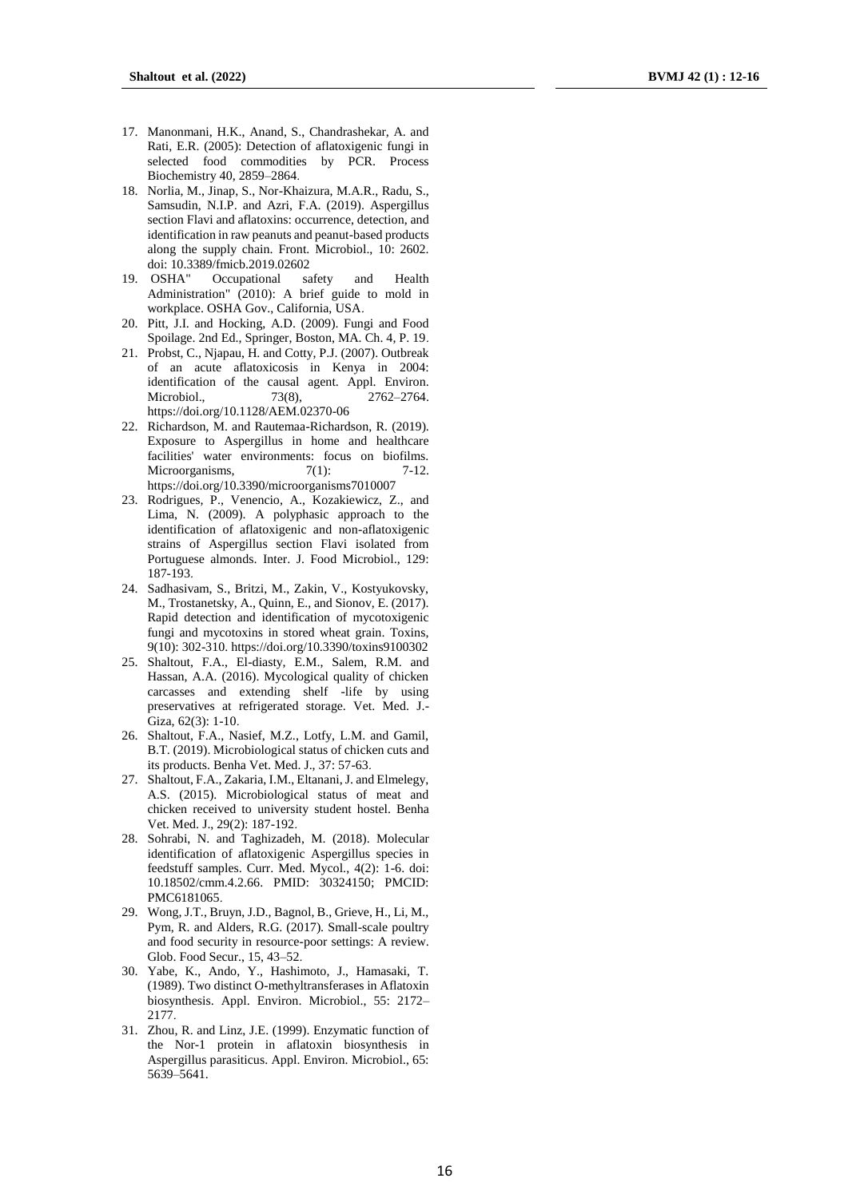17. Manonmani, H.K., Anand, S., Chandrashekar, A. and Rati, E.R. (2005): Detection of aflatoxigenic fungi in selected food commodities by PCR. Process Biochemistry 40, 2859–2864.
18. Norlia, M., Jinap, S., Nor-Khaizura, M.A.R., Radu, S., Samsudin, N.I.P. and Azri, F.A. (2019). Aspergillus section Flavi and aflatoxins: occurrence, detection, and identification in raw peanuts and peanut-based products along the supply chain. Front. Microbiol., 10: 2602. doi: 10.3389/fmicb.2019.02602
19. OSHA" Occupational safety and Health Administration" (2010): A brief guide to mold in workplace. OSHA Gov., California, USA.
20. Pitt, J.I. and Hocking, A.D. (2009). Fungi and Food Spoilage. 2nd Ed., Springer, Boston, MA. Ch. 4, P. 19.
21. Probst, C., Njapau, H. and Cotty, P.J. (2007). Outbreak of an acute aflatoxicosis in Kenya in 2004: identification of the causal agent. Appl. Environ. Microbiol., 73(8), 2762–2764. https://doi.org/10.1128/AEM.02370-06
22. Richardson, M. and Rautemaa-Richardson, R. (2019). Exposure to Aspergillus in home and healthcare facilities' water environments: focus on biofilms. Microorganisms, 7(1): 7-12. https://doi.org/10.3390/microorganisms7010007
23. Rodrigues, P., Venencio, A., Kozakiewicz, Z., and Lima, N. (2009). A polyphasic approach to the identification of aflatoxigenic and non-aflatoxigenic strains of Aspergillus section Flavi isolated from Portuguese almonds. Inter. J. Food Microbiol., 129: 187-193.
24. Sadhasivam, S., Britzi, M., Zakin, V., Kostyukovsky, M., Trostanetsky, A., Quinn, E., and Sionov, E. (2017). Rapid detection and identification of mycotoxigenic fungi and mycotoxins in stored wheat grain. Toxins, 9(10): 302-310. https://doi.org/10.3390/toxins9100302
25. Shaltout, F.A., El-diasty, E.M., Salem, R.M. and Hassan, A.A. (2016). Mycological quality of chicken carcasses and extending shelf -life by using preservatives at refrigerated storage. Vet. Med. J.-Giza, 62(3): 1-10.
26. Shaltout, F.A., Nasief, M.Z., Lotfy, L.M. and Gamil, B.T. (2019). Microbiological status of chicken cuts and its products. Benha Vet. Med. J., 37: 57-63.
27. Shaltout, F.A., Zakaria, I.M., Eltanani, J. and Elmelegy, A.S. (2015). Microbiological status of meat and chicken received to university student hostel. Benha Vet. Med. J., 29(2): 187-192.
28. Sohrabi, N. and Taghizadeh, M. (2018). Molecular identification of aflatoxigenic Aspergillus species in feedstuff samples. Curr. Med. Mycol., 4(2): 1-6. doi: 10.18502/cmm.4.2.66. PMID: 30324150; PMCID: PMC6181065.
29. Wong, J.T., Bruyn, J.D., Bagnol, B., Grieve, H., Li, M., Pym, R. and Alders, R.G. (2017). Small-scale poultry and food security in resource-poor settings: A review. Glob. Food Secur., 15, 43–52.
30. Yabe, K., Ando, Y., Hashimoto, J., Hamasaki, T. (1989). Two distinct O-methyltransferases in Aflatoxin biosynthesis. Appl. Environ. Microbiol., 55: 2172–2177.
31. Zhou, R. and Linz, J.E. (1999). Enzymatic function of the Nor-1 protein in aflatoxin biosynthesis in Aspergillus parasiticus. Appl. Environ. Microbiol., 65: 5639–5641.